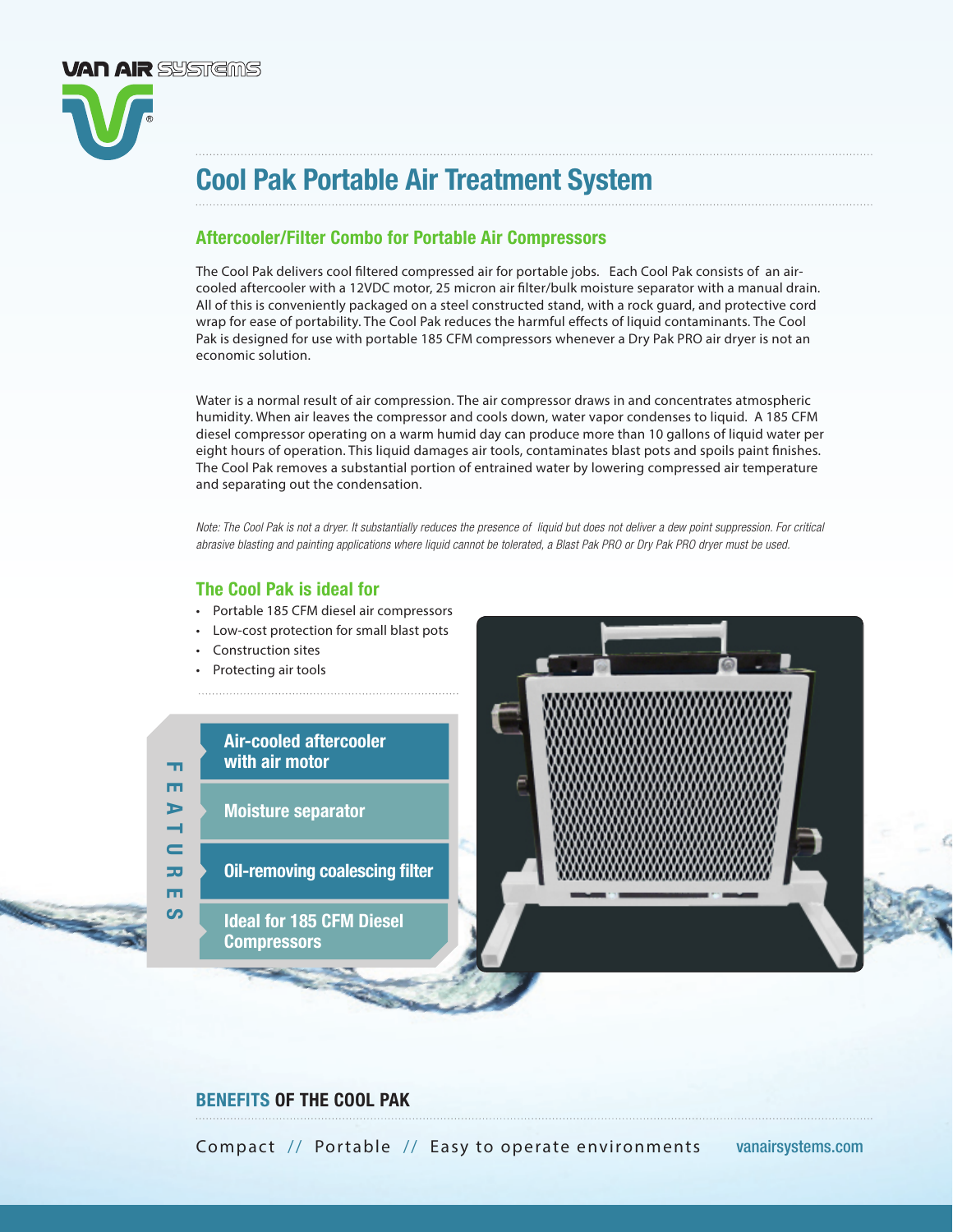VAN AIR SYSTEMS

# Cool Pak Portable Air Treatment System

## Aftercooler/Filter Combo for Portable Air Compressors

The Cool Pak delivers cool filtered compressed air for portable jobs. Each Cool Pak consists of an air-cooled aftercooler with a 12VDC motor, 25 micron air filter/bulk moisture separator with a manual drain. All of this is conveniently packaged on a steel constructed stand, with a rock guard, and protective cord wrap for ease of portability. The Cool Pak reduces the harmful effects of liquid contaminants. The Cool Pak is designed for use with portable 185 CFM compressors whenever a Dry Pak PRO air dryer is not an economic solution.

Water is a normal result of air compression. The air compressor draws in and concentrates atmospheric humidity. When air leaves the compressor and cools down, water vapor condenses to liquid. A 185 CFM diesel compressor operating on a warm humid day can produce more than 10 gallons of liquid water per eight hours of operation. This liquid damages air tools, contaminates blast pots and spoils paint finishes. The Cool Pak removes a substantial portion of entrained water by lowering compressed air temperature and separating out the condensation.

*Note: The Cool Pak is not a dryer. It substantially reduces the presence of liquid but does not deliver a dew point suppression. For critical abrasive blasting and painting applications where liquid cannot be tolerated, a Blast Pak PRO or Dry Pak PRO dryer must be used.*

## The Cool Pak is ideal for

- Portable 185 CFM diesel air compressors
- Low-cost protection for small blast pots
- Construction sites
- Protecting air tools

### FEATURES

- **Air-cooled aftercooler with air motor**
- **Moisture separator**
- **Oil-removing coalescing filter**
- **Ideal for 185 CFM Diesel Compressors**

## BENEFITS OF THE COOL PAK

Compact // Portable // Easy to operate environments

vanairsystems.com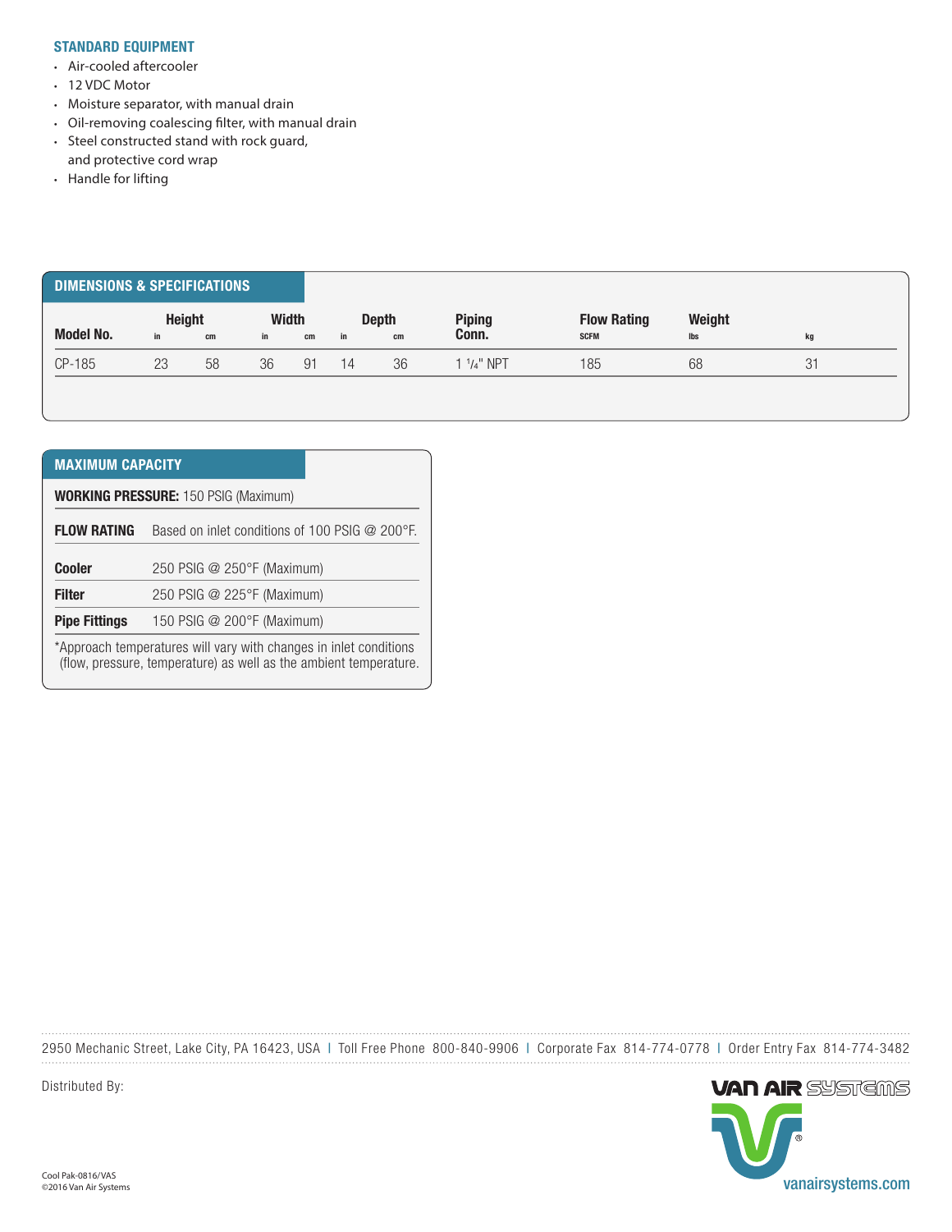## STANDARD EQUIPMENT

- Air-cooled aftercooler
- 12 VDC Motor
- Moisture separator, with manual drain
- Oil-removing coalescing filter, with manual drain
- Steel constructed stand with rock guard, and protective cord wrap
- Handle for lifting

## DIMENSIONS & SPECIFICATIONS

| Model No. | Height | | Width | | Depth | | Piping Conn. | Flow Rating | Weight | |
|---|---|---|---|---|---|---|---|---|---|---|
| | in | cm | in | cm | in | cm | | SCFM | lbs | kg |
| CP-185 | 23 | 58 | 36 | 91 | 14 | 36 | 1 1/4" NPT | 185 | 68 | 31 |

## MAXIMUM CAPACITY

**WORKING PRESSURE:** 150 PSIG (Maximum)

| | |
|---|---|
| **FLOW RATING** | Based on inlet conditions of 100 PSIG @ 200°F. |
| **Cooler** | 250 PSIG @ 250°F (Maximum) |
| **Filter** | 250 PSIG @ 225°F (Maximum) |
| **Pipe Fittings** | 150 PSIG @ 200°F (Maximum) |

*Approach temperatures will vary with changes in inlet conditions (flow, pressure, temperature) as well as the ambient temperature.

2950 Mechanic Street, Lake City, PA 16423, USA | Toll Free Phone 800-840-9906 | Corporate Fax 814-774-0778 | Order Entry Fax 814-774-3482

Distributed By:

VAN AIR SYSTEMS

vanairsystems.com

Cool Pak-0816/VAS
©2016 Van Air Systems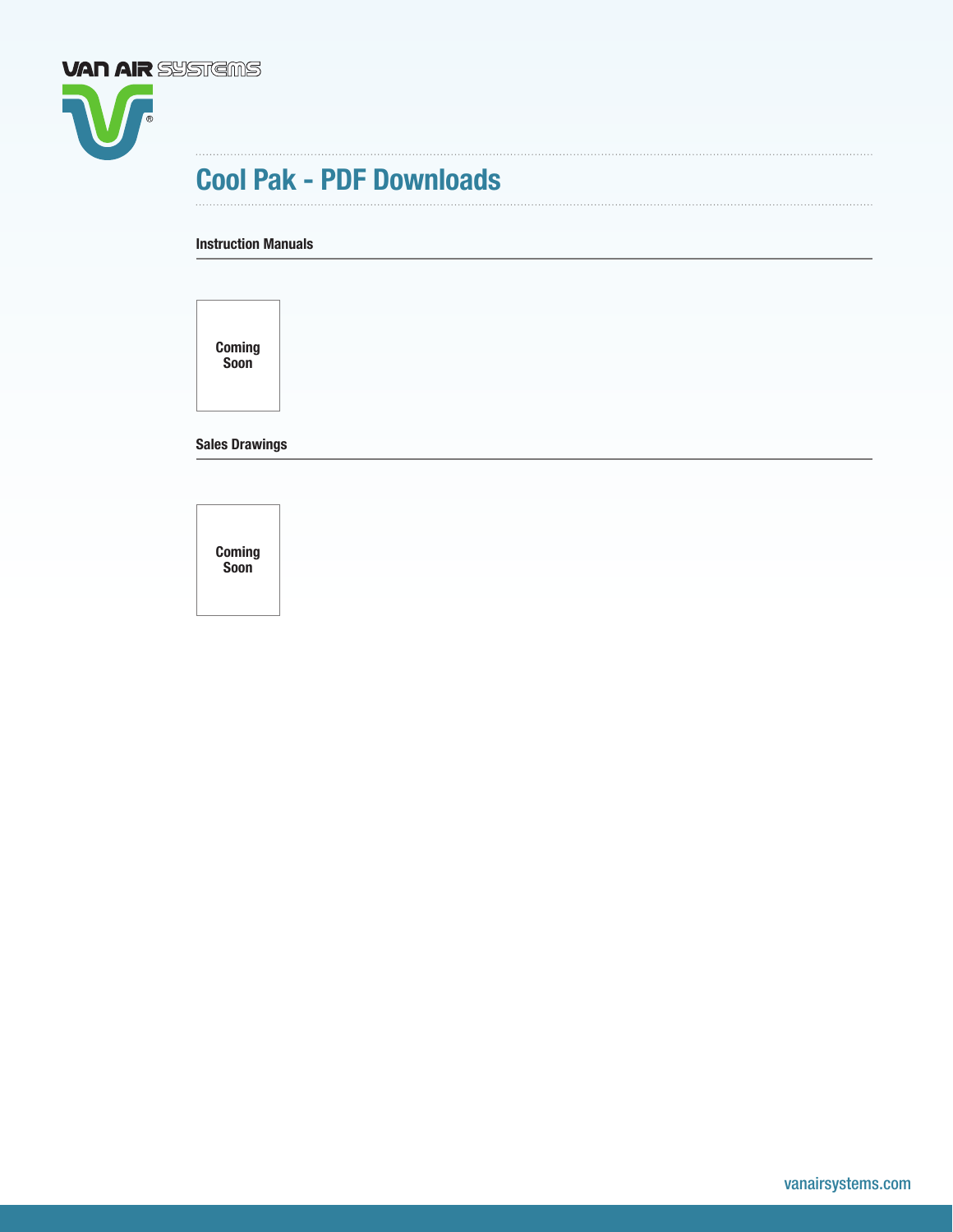# Cool Pak - PDF Downloads

### Instruction Manuals

Coming Soon

### Sales Drawings

Coming Soon